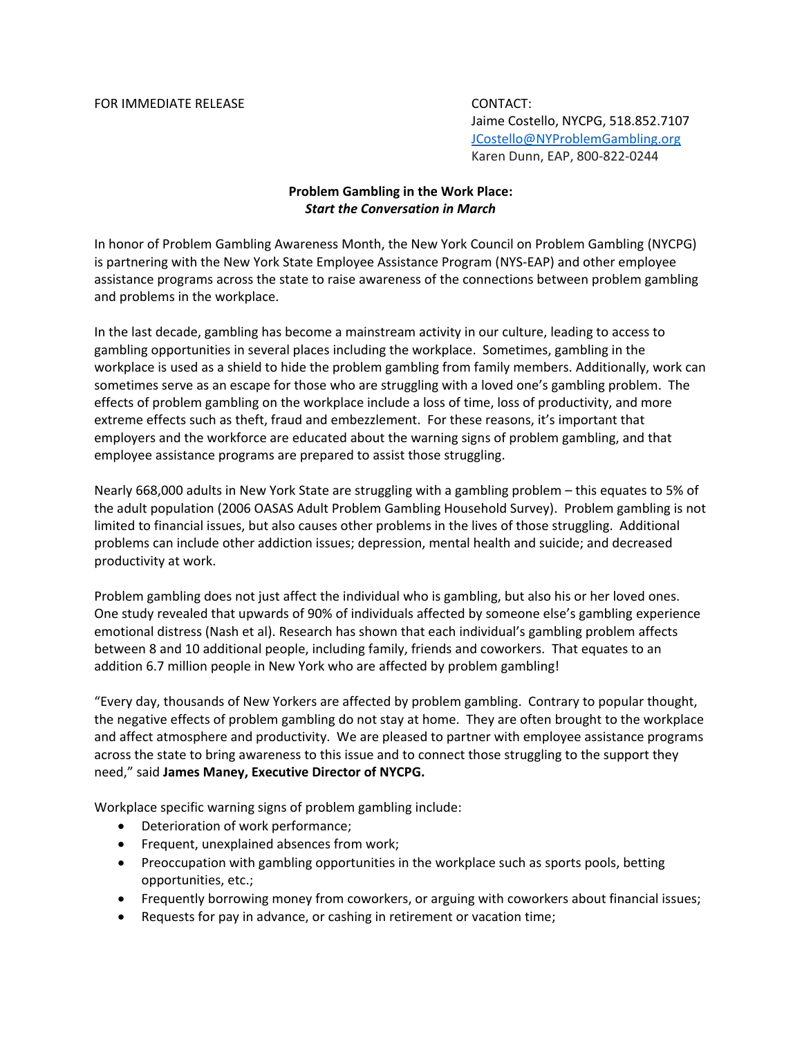FOR IMMEDIATE RELEASE

CONTACT:
Jaime Costello, NYCPG, 518.852.7107
[JCostello@NYProblemGambling.org](mailto:JCostello@NYProblemGambling.org)
Karen Dunn, EAP, 800-822-0244

**Problem Gambling in the Work Place:**
***Start the Conversation in March***

In honor of Problem Gambling Awareness Month, the New York Council on Problem Gambling (NYCPG) is partnering with the New York State Employee Assistance Program (NYS-EAP) and other employee assistance programs across the state to raise awareness of the connections between problem gambling and problems in the workplace.

In the last decade, gambling has become a mainstream activity in our culture, leading to access to gambling opportunities in several places including the workplace. Sometimes, gambling in the workplace is used as a shield to hide the problem gambling from family members. Additionally, work can sometimes serve as an escape for those who are struggling with a loved one's gambling problem. The effects of problem gambling on the workplace include a loss of time, loss of productivity, and more extreme effects such as theft, fraud and embezzlement. For these reasons, it's important that employers and the workforce are educated about the warning signs of problem gambling, and that employee assistance programs are prepared to assist those struggling.

Nearly 668,000 adults in New York State are struggling with a gambling problem – this equates to 5% of the adult population (2006 OASAS Adult Problem Gambling Household Survey). Problem gambling is not limited to financial issues, but also causes other problems in the lives of those struggling. Additional problems can include other addiction issues; depression, mental health and suicide; and decreased productivity at work.

Problem gambling does not just affect the individual who is gambling, but also his or her loved ones. One study revealed that upwards of 90% of individuals affected by someone else's gambling experience emotional distress (Nash et al). Research has shown that each individual's gambling problem affects between 8 and 10 additional people, including family, friends and coworkers. That equates to an addition 6.7 million people in New York who are affected by problem gambling!

"Every day, thousands of New Yorkers are affected by problem gambling. Contrary to popular thought, the negative effects of problem gambling do not stay at home. They are often brought to the workplace and affect atmosphere and productivity. We are pleased to partner with employee assistance programs across the state to bring awareness to this issue and to connect those struggling to the support they need," said **James Maney, Executive Director of NYCPG.**

Workplace specific warning signs of problem gambling include:

- Deterioration of work performance;
- Frequent, unexplained absences from work;
- Preoccupation with gambling opportunities in the workplace such as sports pools, betting opportunities, etc.;
- Frequently borrowing money from coworkers, or arguing with coworkers about financial issues;
- Requests for pay in advance, or cashing in retirement or vacation time;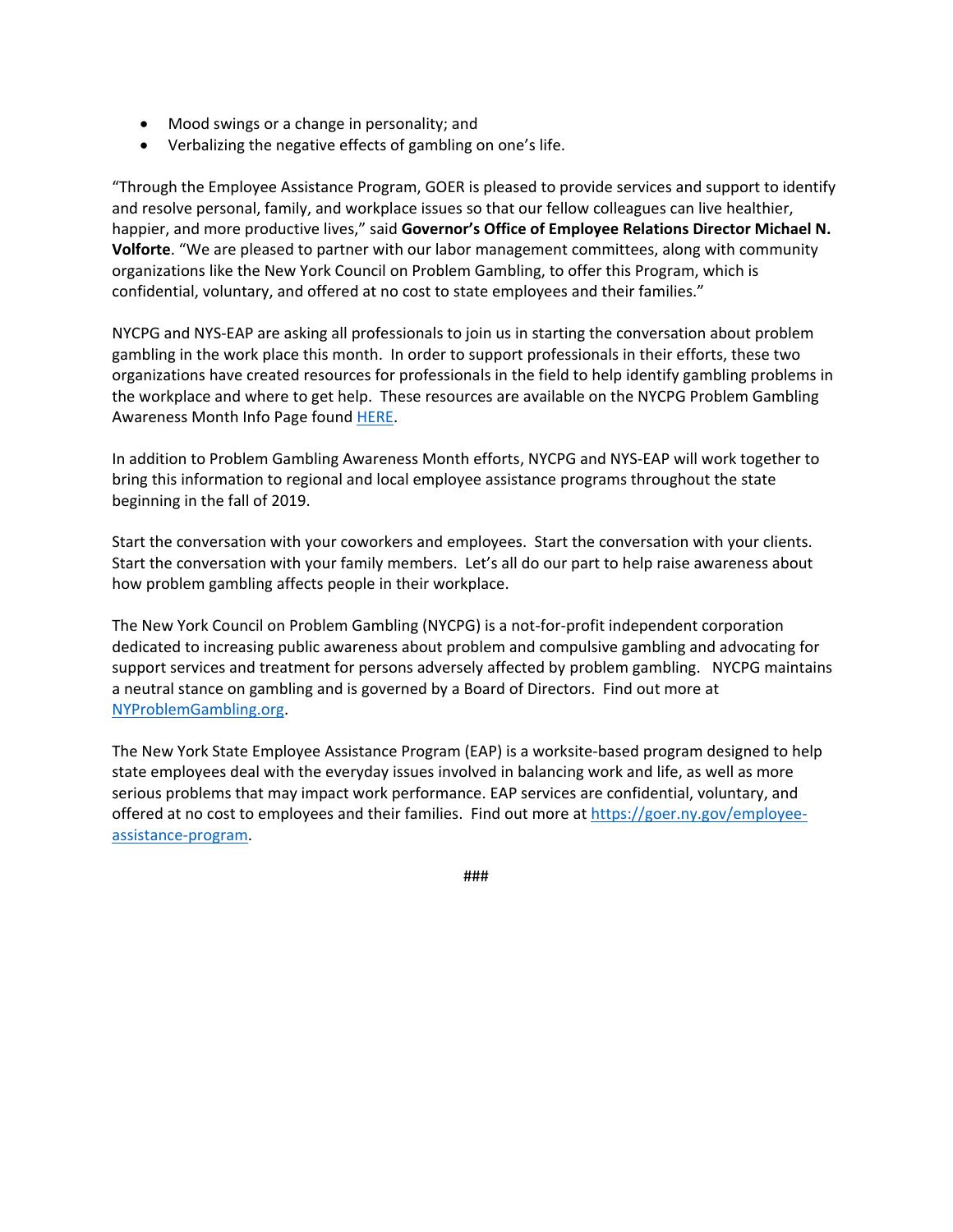- Mood swings or a change in personality; and
- Verbalizing the negative effects of gambling on one's life.

"Through the Employee Assistance Program, GOER is pleased to provide services and support to identify and resolve personal, family, and workplace issues so that our fellow colleagues can live healthier, happier, and more productive lives," said **Governor's Office of Employee Relations Director Michael N. Volforte**. "We are pleased to partner with our labor management committees, along with community organizations like the New York Council on Problem Gambling, to offer this Program, which is confidential, voluntary, and offered at no cost to state employees and their families."

NYCPG and NYS-EAP are asking all professionals to join us in starting the conversation about problem gambling in the work place this month. In order to support professionals in their efforts, these two organizations have created resources for professionals in the field to help identify gambling problems in the workplace and where to get help. These resources are available on the NYCPG Problem Gambling Awareness Month Info Page found HERE.

In addition to Problem Gambling Awareness Month efforts, NYCPG and NYS-EAP will work together to bring this information to regional and local employee assistance programs throughout the state beginning in the fall of 2019.

Start the conversation with your coworkers and employees. Start the conversation with your clients. Start the conversation with your family members. Let's all do our part to help raise awareness about how problem gambling affects people in their workplace.

The New York Council on Problem Gambling (NYCPG) is a not-for-profit independent corporation dedicated to increasing public awareness about problem and compulsive gambling and advocating for support services and treatment for persons adversely affected by problem gambling. NYCPG maintains a neutral stance on gambling and is governed by a Board of Directors. Find out more at NYProblemGambling.org.

The New York State Employee Assistance Program (EAP) is a worksite-based program designed to help state employees deal with the everyday issues involved in balancing work and life, as well as more serious problems that may impact work performance. EAP services are confidential, voluntary, and offered at no cost to employees and their families. Find out more at https://goer.ny.gov/employee-assistance-program.

###